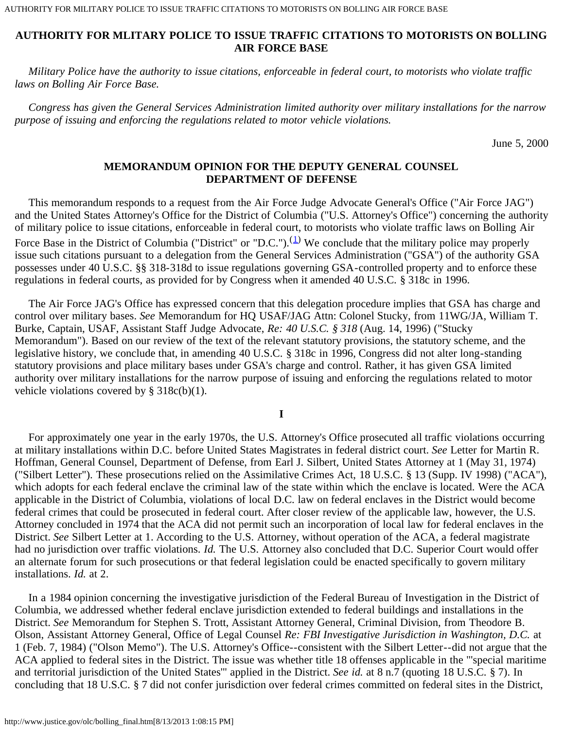# AUTHORITY FOR MLITARY POLICE TO ISSUE TRAFFIC CITATIONS TO MOTORISTS ON BOLLING AIR FORCE BASE

*Military Police have the authority to issue citations, enforceable in federal court, to motorists who violate traffic laws on Bolling Air Force Base.*

*Congress has given the General Services Administration limited authority over military installations for the narrow purpose of issuing and enforcing the regulations related to motor vehicle violations.*

June 5, 2000

## MEMORANDUM OPINION FOR THE DEPUTY GENERAL COUNSEL DEPARTMENT OF DEFENSE

This memorandum responds to a request from the Air Force Judge Advocate General's Office ("Air Force JAG") and the United States Attorney's Office for the District of Columbia ("U.S. Attorney's Office") concerning the authority of military police to issue citations, enforceable in federal court, to motorists who violate traffic laws on Bolling Air Force Base in the District of Columbia ("District" or "D.C.").[1] We conclude that the military police may properly issue such citations pursuant to a delegation from the General Services Administration ("GSA") of the authority GSA possesses under 40 U.S.C. §§ 318-318d to issue regulations governing GSA-controlled property and to enforce these regulations in federal courts, as provided for by Congress when it amended 40 U.S.C. § 318c in 1996.

The Air Force JAG's Office has expressed concern that this delegation procedure implies that GSA has charge and control over military bases. *See* Memorandum for HQ USAF/JAG Attn: Colonel Stucky, from 11WG/JA, William T. Burke, Captain, USAF, Assistant Staff Judge Advocate, *Re: 40 U.S.C. § 318* (Aug. 14, 1996) ("Stucky Memorandum"). Based on our review of the text of the relevant statutory provisions, the statutory scheme, and the legislative history, we conclude that, in amending 40 U.S.C. § 318c in 1996, Congress did not alter long-standing statutory provisions and place military bases under GSA's charge and control. Rather, it has given GSA limited authority over military installations for the narrow purpose of issuing and enforcing the regulations related to motor vehicle violations covered by § 318c(b)(1).

## I

For approximately one year in the early 1970s, the U.S. Attorney's Office prosecuted all traffic violations occurring at military installations within D.C. before United States Magistrates in federal district court. *See* Letter for Martin R. Hoffman, General Counsel, Department of Defense, from Earl J. Silbert, United States Attorney at 1 (May 31, 1974) ("Silbert Letter"). These prosecutions relied on the Assimilative Crimes Act, 18 U.S.C. § 13 (Supp. IV 1998) ("ACA"), which adopts for each federal enclave the criminal law of the state within which the enclave is located. Were the ACA applicable in the District of Columbia, violations of local D.C. law on federal enclaves in the District would become federal crimes that could be prosecuted in federal court. After closer review of the applicable law, however, the U.S. Attorney concluded in 1974 that the ACA did not permit such an incorporation of local law for federal enclaves in the District. *See* Silbert Letter at 1. According to the U.S. Attorney, without operation of the ACA, a federal magistrate had no jurisdiction over traffic violations. *Id.* The U.S. Attorney also concluded that D.C. Superior Court would offer an alternate forum for such prosecutions or that federal legislation could be enacted specifically to govern military installations. *Id.* at 2.

In a 1984 opinion concerning the investigative jurisdiction of the Federal Bureau of Investigation in the District of Columbia, we addressed whether federal enclave jurisdiction extended to federal buildings and installations in the District. *See* Memorandum for Stephen S. Trott, Assistant Attorney General, Criminal Division, from Theodore B. Olson, Assistant Attorney General, Office of Legal Counsel *Re: FBI Investigative Jurisdiction in Washington, D.C.* at 1 (Feb. 7, 1984) ("Olson Memo"). The U.S. Attorney's Office--consistent with the Silbert Letter--did not argue that the ACA applied to federal sites in the District. The issue was whether title 18 offenses applicable in the "'special maritime and territorial jurisdiction of the United States'" applied in the District. *See id.* at 8 n.7 (quoting 18 U.S.C. § 7). In concluding that 18 U.S.C. § 7 did not confer jurisdiction over federal crimes committed on federal sites in the District,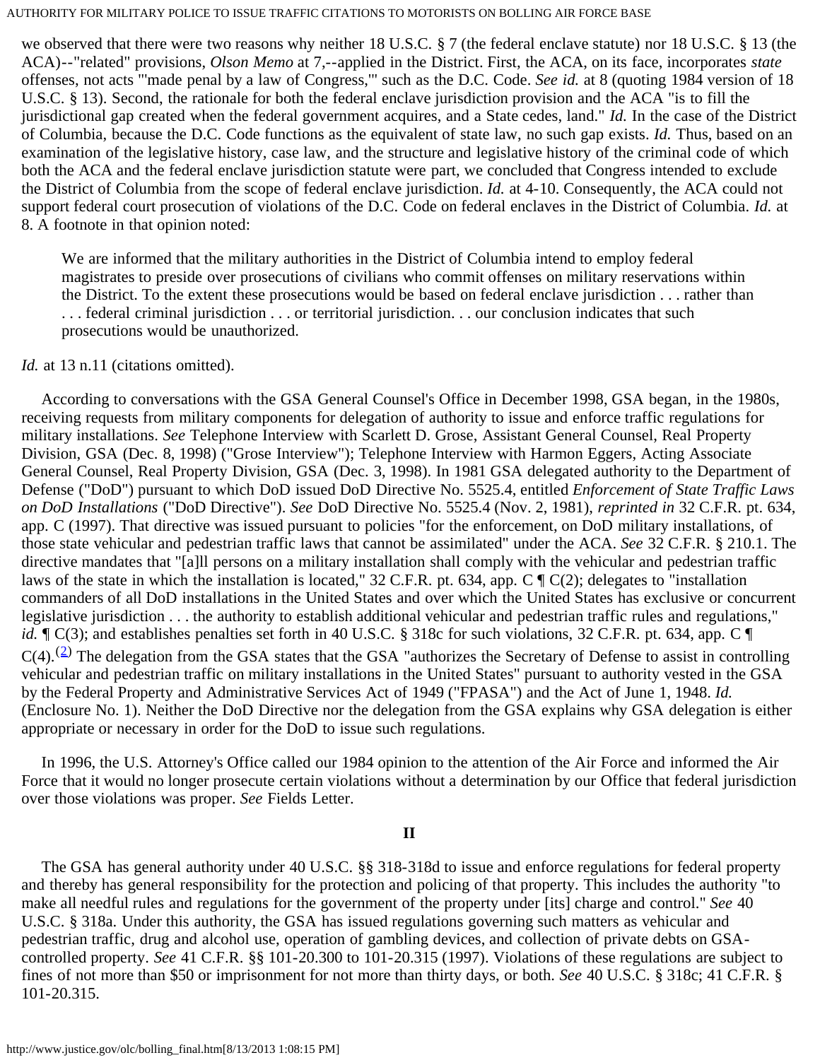we observed that there were two reasons why neither 18 U.S.C. § 7 (the federal enclave statute) nor 18 U.S.C. § 13 (the ACA)--"related" provisions, *Olson Memo* at 7,--applied in the District. First, the ACA, on its face, incorporates *state* offenses, not acts "'made penal by a law of Congress,'" such as the D.C. Code. *See id.* at 8 (quoting 1984 version of 18 U.S.C. § 13). Second, the rationale for both the federal enclave jurisdiction provision and the ACA "is to fill the jurisdictional gap created when the federal government acquires, and a State cedes, land." *Id.* In the case of the District of Columbia, because the D.C. Code functions as the equivalent of state law, no such gap exists. *Id.* Thus, based on an examination of the legislative history, case law, and the structure and legislative history of the criminal code of which both the ACA and the federal enclave jurisdiction statute were part, we concluded that Congress intended to exclude the District of Columbia from the scope of federal enclave jurisdiction. *Id.* at 4-10. Consequently, the ACA could not support federal court prosecution of violations of the D.C. Code on federal enclaves in the District of Columbia. *Id.* at 8. A footnote in that opinion noted:

> We are informed that the military authorities in the District of Columbia intend to employ federal magistrates to preside over prosecutions of civilians who commit offenses on military reservations within the District. To the extent these prosecutions would be based on federal enclave jurisdiction . . . rather than . . . federal criminal jurisdiction . . . or territorial jurisdiction. . . our conclusion indicates that such prosecutions would be unauthorized.

*Id.* at 13 n.11 (citations omitted).

According to conversations with the GSA General Counsel's Office in December 1998, GSA began, in the 1980s, receiving requests from military components for delegation of authority to issue and enforce traffic regulations for military installations. *See* Telephone Interview with Scarlett D. Grose, Assistant General Counsel, Real Property Division, GSA (Dec. 8, 1998) ("Grose Interview"); Telephone Interview with Harmon Eggers, Acting Associate General Counsel, Real Property Division, GSA (Dec. 3, 1998). In 1981 GSA delegated authority to the Department of Defense ("DoD") pursuant to which DoD issued DoD Directive No. 5525.4, entitled *Enforcement of State Traffic Laws on DoD Installations* ("DoD Directive"). *See* DoD Directive No. 5525.4 (Nov. 2, 1981), *reprinted in* 32 C.F.R. pt. 634, app. C (1997). That directive was issued pursuant to policies "for the enforcement, on DoD military installations, of those state vehicular and pedestrian traffic laws that cannot be assimilated" under the ACA. *See* 32 C.F.R. § 210.1. The directive mandates that "[a]ll persons on a military installation shall comply with the vehicular and pedestrian traffic laws of the state in which the installation is located," 32 C.F.R. pt. 634, app. C ¶ C(2); delegates to "installation commanders of all DoD installations in the United States and over which the United States has exclusive or concurrent legislative jurisdiction . . . the authority to establish additional vehicular and pedestrian traffic rules and regulations," *id.* ¶ C(3); and establishes penalties set forth in 40 U.S.C. § 318c for such violations, 32 C.F.R. pt. 634, app. C ¶ C(4).[2] The delegation from the GSA states that the GSA "authorizes the Secretary of Defense to assist in controlling vehicular and pedestrian traffic on military installations in the United States" pursuant to authority vested in the GSA by the Federal Property and Administrative Services Act of 1949 ("FPASA") and the Act of June 1, 1948. *Id.* (Enclosure No. 1). Neither the DoD Directive nor the delegation from the GSA explains why GSA delegation is either appropriate or necessary in order for the DoD to issue such regulations.

In 1996, the U.S. Attorney's Office called our 1984 opinion to the attention of the Air Force and informed the Air Force that it would no longer prosecute certain violations without a determination by our Office that federal jurisdiction over those violations was proper. *See* Fields Letter.

## II

The GSA has general authority under 40 U.S.C. §§ 318-318d to issue and enforce regulations for federal property and thereby has general responsibility for the protection and policing of that property. This includes the authority "to make all needful rules and regulations for the government of the property under [its] charge and control." *See* 40 U.S.C. § 318a. Under this authority, the GSA has issued regulations governing such matters as vehicular and pedestrian traffic, drug and alcohol use, operation of gambling devices, and collection of private debts on GSA-controlled property. *See* 41 C.F.R. §§ 101-20.300 to 101-20.315 (1997). Violations of these regulations are subject to fines of not more than $50 or imprisonment for not more than thirty days, or both. *See* 40 U.S.C. § 318c; 41 C.F.R. § 101-20.315.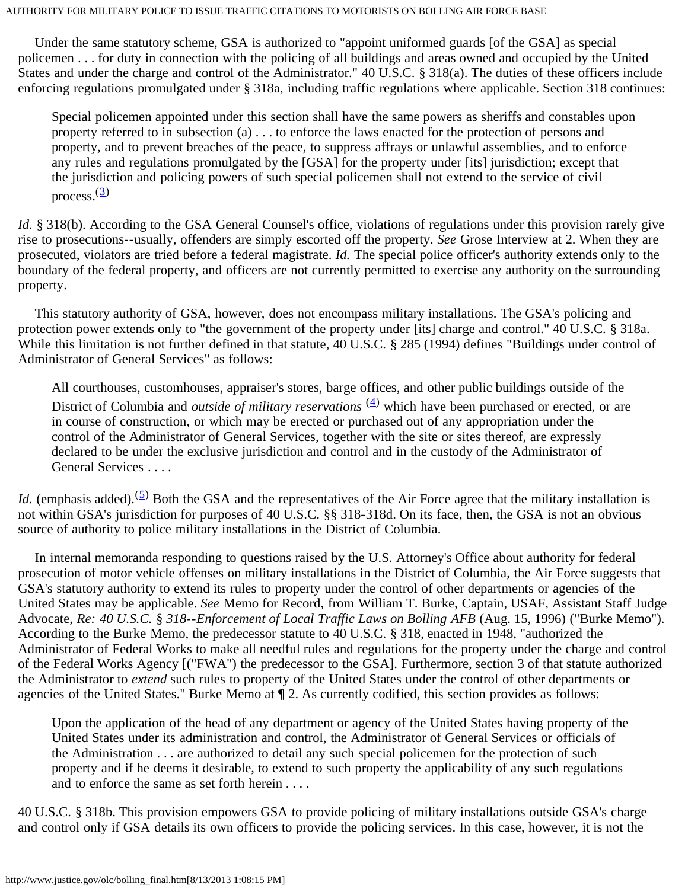Under the same statutory scheme, GSA is authorized to "appoint uniformed guards [of the GSA] as special policemen . . . for duty in connection with the policing of all buildings and areas owned and occupied by the United States and under the charge and control of the Administrator." 40 U.S.C. § 318(a). The duties of these officers include enforcing regulations promulgated under § 318a, including traffic regulations where applicable. Section 318 continues:

> Special policemen appointed under this section shall have the same powers as sheriffs and constables upon property referred to in subsection (a) . . . to enforce the laws enacted for the protection of persons and property, and to prevent breaches of the peace, to suppress affrays or unlawful assemblies, and to enforce any rules and regulations promulgated by the [GSA] for the property under [its] jurisdiction; except that the jurisdiction and policing powers of such special policemen shall not extend to the service of civil process.(3)

*Id.* § 318(b). According to the GSA General Counsel's office, violations of regulations under this provision rarely give rise to prosecutions--usually, offenders are simply escorted off the property. *See* Grose Interview at 2. When they are prosecuted, violators are tried before a federal magistrate. *Id.* The special police officer's authority extends only to the boundary of the federal property, and officers are not currently permitted to exercise any authority on the surrounding property.

This statutory authority of GSA, however, does not encompass military installations. The GSA's policing and protection power extends only to "the government of the property under [its] charge and control." 40 U.S.C. § 318a. While this limitation is not further defined in that statute, 40 U.S.C. § 285 (1994) defines "Buildings under control of Administrator of General Services" as follows:

> All courthouses, customhouses, appraiser's stores, barge offices, and other public buildings outside of the District of Columbia and *outside of military reservations* (4) which have been purchased or erected, or are in course of construction, or which may be erected or purchased out of any appropriation under the control of the Administrator of General Services, together with the site or sites thereof, are expressly declared to be under the exclusive jurisdiction and control and in the custody of the Administrator of General Services . . . .

*Id.* (emphasis added).(5) Both the GSA and the representatives of the Air Force agree that the military installation is not within GSA's jurisdiction for purposes of 40 U.S.C. §§ 318-318d. On its face, then, the GSA is not an obvious source of authority to police military installations in the District of Columbia.

In internal memoranda responding to questions raised by the U.S. Attorney's Office about authority for federal prosecution of motor vehicle offenses on military installations in the District of Columbia, the Air Force suggests that GSA's statutory authority to extend its rules to property under the control of other departments or agencies of the United States may be applicable. *See* Memo for Record, from William T. Burke, Captain, USAF, Assistant Staff Judge Advocate, *Re: 40 U.S.C. § 318--Enforcement of Local Traffic Laws on Bolling AFB* (Aug. 15, 1996) ("Burke Memo"). According to the Burke Memo, the predecessor statute to 40 U.S.C. § 318, enacted in 1948, "authorized the Administrator of Federal Works to make all needful rules and regulations for the property under the charge and control of the Federal Works Agency [("FWA") the predecessor to the GSA]. Furthermore, section 3 of that statute authorized the Administrator to *extend* such rules to property of the United States under the control of other departments or agencies of the United States." Burke Memo at ¶ 2. As currently codified, this section provides as follows:

> Upon the application of the head of any department or agency of the United States having property of the United States under its administration and control, the Administrator of General Services or officials of the Administration . . . are authorized to detail any such special policemen for the protection of such property and if he deems it desirable, to extend to such property the applicability of any such regulations and to enforce the same as set forth herein . . . .

40 U.S.C. § 318b. This provision empowers GSA to provide policing of military installations outside GSA's charge and control only if GSA details its own officers to provide the policing services. In this case, however, it is not the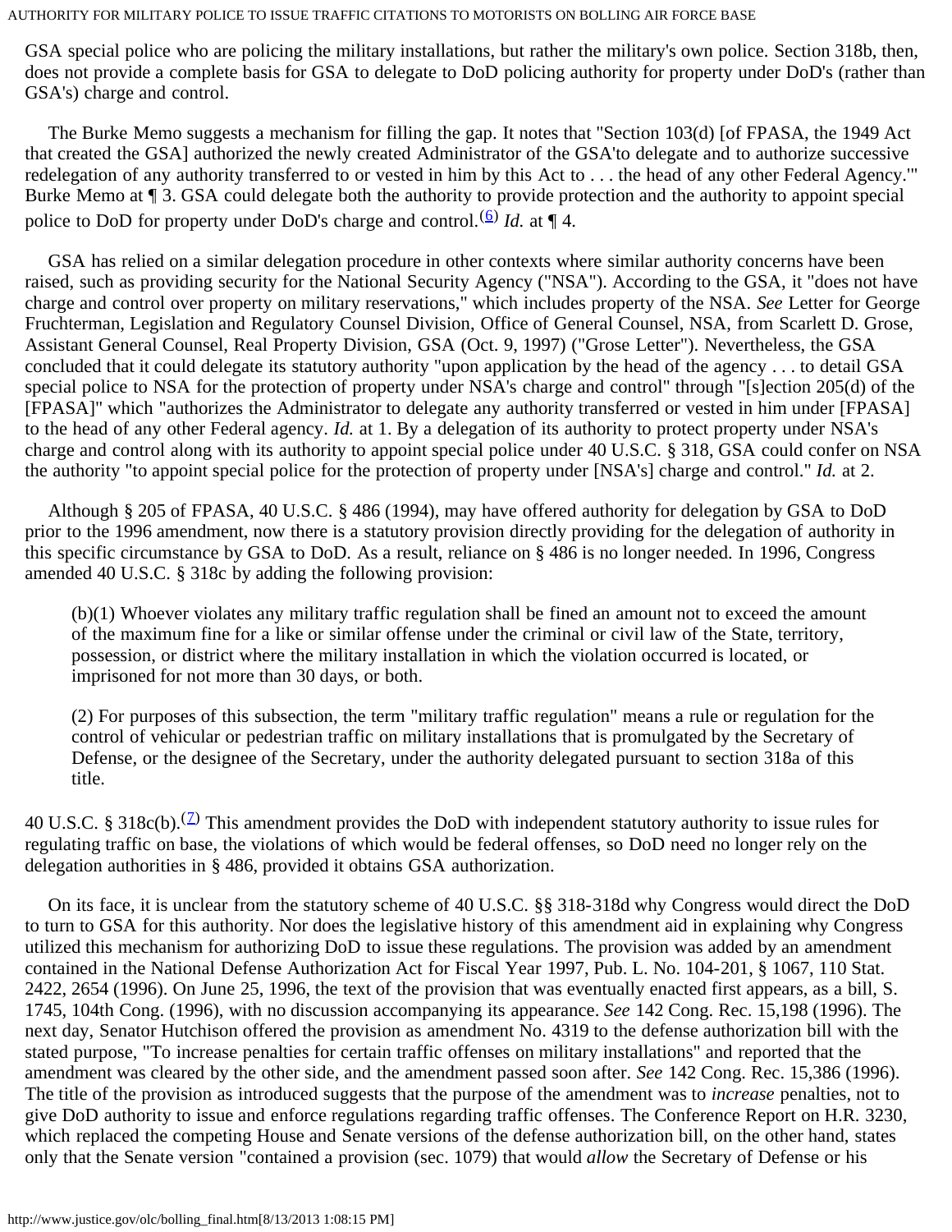GSA special police who are policing the military installations, but rather the military's own police. Section 318b, then, does not provide a complete basis for GSA to delegate to DoD policing authority for property under DoD's (rather than GSA's) charge and control.

The Burke Memo suggests a mechanism for filling the gap. It notes that "Section 103(d) [of FPASA, the 1949 Act that created the GSA] authorized the newly created Administrator of the GSA'to delegate and to authorize successive redelegation of any authority transferred to or vested in him by this Act to . . . the head of any other Federal Agency.'" Burke Memo at ¶ 3. GSA could delegate both the authority to provide protection and the authority to appoint special police to DoD for property under DoD's charge and control.[6] *Id.* at ¶ 4.

GSA has relied on a similar delegation procedure in other contexts where similar authority concerns have been raised, such as providing security for the National Security Agency ("NSA"). According to the GSA, it "does not have charge and control over property on military reservations," which includes property of the NSA. *See* Letter for George Fruchterman, Legislation and Regulatory Counsel Division, Office of General Counsel, NSA, from Scarlett D. Grose, Assistant General Counsel, Real Property Division, GSA (Oct. 9, 1997) ("Grose Letter"). Nevertheless, the GSA concluded that it could delegate its statutory authority "upon application by the head of the agency . . . to detail GSA special police to NSA for the protection of property under NSA's charge and control" through "[s]ection 205(d) of the [FPASA]" which "authorizes the Administrator to delegate any authority transferred or vested in him under [FPASA] to the head of any other Federal agency. *Id.* at 1. By a delegation of its authority to protect property under NSA's charge and control along with its authority to appoint special police under 40 U.S.C. § 318, GSA could confer on NSA the authority "to appoint special police for the protection of property under [NSA's] charge and control." *Id.* at 2.

Although § 205 of FPASA, 40 U.S.C. § 486 (1994), may have offered authority for delegation by GSA to DoD prior to the 1996 amendment, now there is a statutory provision directly providing for the delegation of authority in this specific circumstance by GSA to DoD. As a result, reliance on § 486 is no longer needed. In 1996, Congress amended 40 U.S.C. § 318c by adding the following provision:

> (b)(1) Whoever violates any military traffic regulation shall be fined an amount not to exceed the amount of the maximum fine for a like or similar offense under the criminal or civil law of the State, territory, possession, or district where the military installation in which the violation occurred is located, or imprisoned for not more than 30 days, or both.
>
> (2) For purposes of this subsection, the term "military traffic regulation" means a rule or regulation for the control of vehicular or pedestrian traffic on military installations that is promulgated by the Secretary of Defense, or the designee of the Secretary, under the authority delegated pursuant to section 318a of this title.

40 U.S.C. § 318c(b).[7] This amendment provides the DoD with independent statutory authority to issue rules for regulating traffic on base, the violations of which would be federal offenses, so DoD need no longer rely on the delegation authorities in § 486, provided it obtains GSA authorization.

On its face, it is unclear from the statutory scheme of 40 U.S.C. §§ 318-318d why Congress would direct the DoD to turn to GSA for this authority. Nor does the legislative history of this amendment aid in explaining why Congress utilized this mechanism for authorizing DoD to issue these regulations. The provision was added by an amendment contained in the National Defense Authorization Act for Fiscal Year 1997, Pub. L. No. 104-201, § 1067, 110 Stat. 2422, 2654 (1996). On June 25, 1996, the text of the provision that was eventually enacted first appears, as a bill, S. 1745, 104th Cong. (1996), with no discussion accompanying its appearance. *See* 142 Cong. Rec. 15,198 (1996). The next day, Senator Hutchison offered the provision as amendment No. 4319 to the defense authorization bill with the stated purpose, "To increase penalties for certain traffic offenses on military installations" and reported that the amendment was cleared by the other side, and the amendment passed soon after. *See* 142 Cong. Rec. 15,386 (1996). The title of the provision as introduced suggests that the purpose of the amendment was to *increase* penalties, not to give DoD authority to issue and enforce regulations regarding traffic offenses. The Conference Report on H.R. 3230, which replaced the competing House and Senate versions of the defense authorization bill, on the other hand, states only that the Senate version "contained a provision (sec. 1079) that would *allow* the Secretary of Defense or his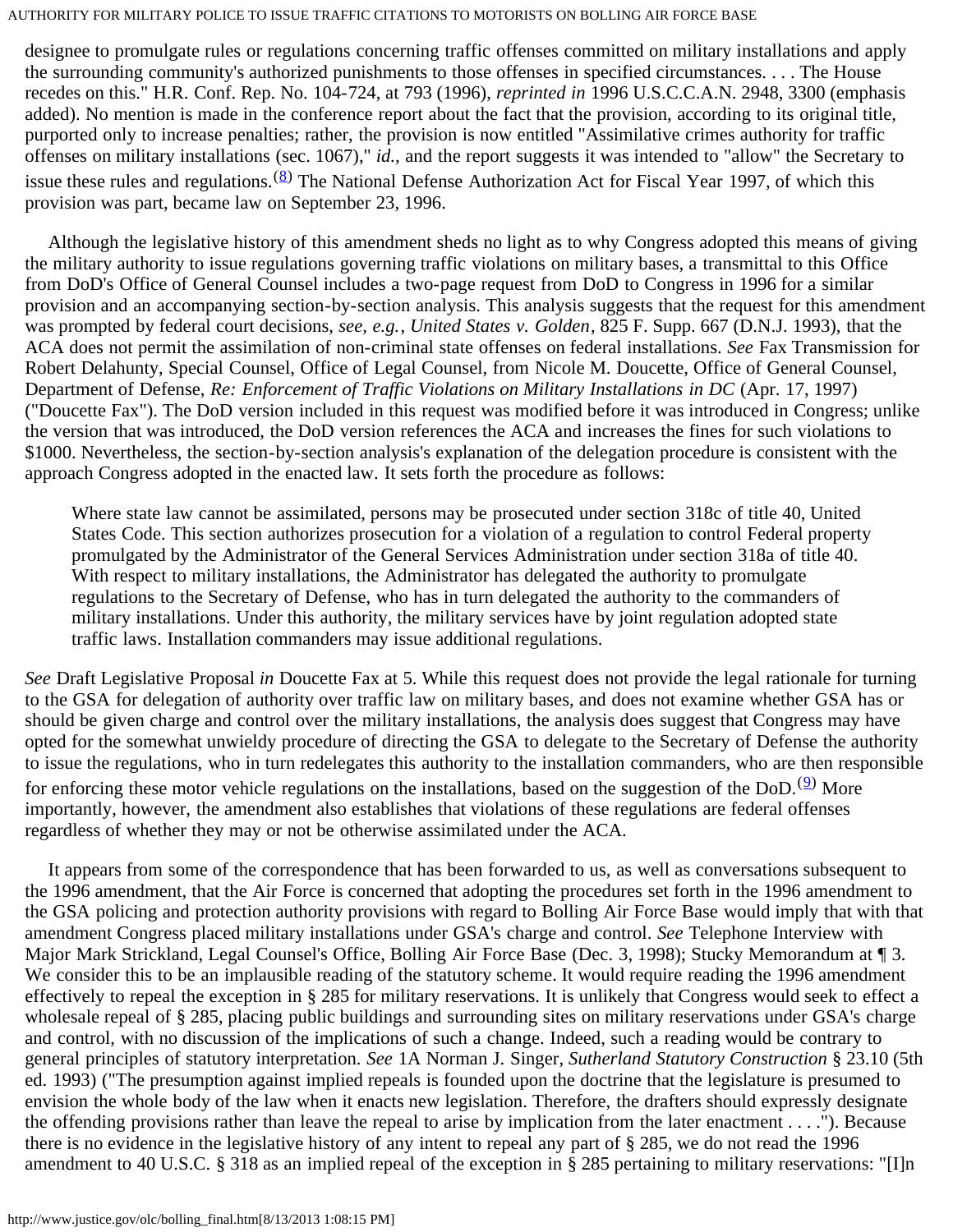designee to promulgate rules or regulations concerning traffic offenses committed on military installations and apply the surrounding community's authorized punishments to those offenses in specified circumstances. . . . The House recedes on this." H.R. Conf. Rep. No. 104-724, at 793 (1996), *reprinted in* 1996 U.S.C.C.A.N. 2948, 3300 (emphasis added). No mention is made in the conference report about the fact that the provision, according to its original title, purported only to increase penalties; rather, the provision is now entitled "Assimilative crimes authority for traffic offenses on military installations (sec. 1067)," *id.,* and the report suggests it was intended to "allow" the Secretary to issue these rules and regulations.[(8)] The National Defense Authorization Act for Fiscal Year 1997, of which this provision was part, became law on September 23, 1996.

Although the legislative history of this amendment sheds no light as to why Congress adopted this means of giving the military authority to issue regulations governing traffic violations on military bases, a transmittal to this Office from DoD's Office of General Counsel includes a two-page request from DoD to Congress in 1996 for a similar provision and an accompanying section-by-section analysis. This analysis suggests that the request for this amendment was prompted by federal court decisions, *see, e.g.*, *United States v. Golden*, 825 F. Supp. 667 (D.N.J. 1993), that the ACA does not permit the assimilation of non-criminal state offenses on federal installations. *See* Fax Transmission for Robert Delahunty, Special Counsel, Office of Legal Counsel, from Nicole M. Doucette, Office of General Counsel, Department of Defense, *Re: Enforcement of Traffic Violations on Military Installations in DC* (Apr. 17, 1997) ("Doucette Fax"). The DoD version included in this request was modified before it was introduced in Congress; unlike the version that was introduced, the DoD version references the ACA and increases the fines for such violations to $1000. Nevertheless, the section-by-section analysis's explanation of the delegation procedure is consistent with the approach Congress adopted in the enacted law. It sets forth the procedure as follows:

> Where state law cannot be assimilated, persons may be prosecuted under section 318c of title 40, United States Code. This section authorizes prosecution for a violation of a regulation to control Federal property promulgated by the Administrator of the General Services Administration under section 318a of title 40. With respect to military installations, the Administrator has delegated the authority to promulgate regulations to the Secretary of Defense, who has in turn delegated the authority to the commanders of military installations. Under this authority, the military services have by joint regulation adopted state traffic laws. Installation commanders may issue additional regulations.

*See* Draft Legislative Proposal *in* Doucette Fax at 5. While this request does not provide the legal rationale for turning to the GSA for delegation of authority over traffic law on military bases, and does not examine whether GSA has or should be given charge and control over the military installations, the analysis does suggest that Congress may have opted for the somewhat unwieldy procedure of directing the GSA to delegate to the Secretary of Defense the authority to issue the regulations, who in turn redelegates this authority to the installation commanders, who are then responsible for enforcing these motor vehicle regulations on the installations, based on the suggestion of the DoD.[(9)] More importantly, however, the amendment also establishes that violations of these regulations are federal offenses regardless of whether they may or not be otherwise assimilated under the ACA.

It appears from some of the correspondence that has been forwarded to us, as well as conversations subsequent to the 1996 amendment, that the Air Force is concerned that adopting the procedures set forth in the 1996 amendment to the GSA policing and protection authority provisions with regard to Bolling Air Force Base would imply that with that amendment Congress placed military installations under GSA's charge and control. *See* Telephone Interview with Major Mark Strickland, Legal Counsel's Office, Bolling Air Force Base (Dec. 3, 1998); Stucky Memorandum at ¶ 3. We consider this to be an implausible reading of the statutory scheme. It would require reading the 1996 amendment effectively to repeal the exception in § 285 for military reservations. It is unlikely that Congress would seek to effect a wholesale repeal of § 285, placing public buildings and surrounding sites on military reservations under GSA's charge and control, with no discussion of the implications of such a change. Indeed, such a reading would be contrary to general principles of statutory interpretation. *See* 1A Norman J. Singer, *Sutherland Statutory Construction* § 23.10 (5th ed. 1993) ("The presumption against implied repeals is founded upon the doctrine that the legislature is presumed to envision the whole body of the law when it enacts new legislation. Therefore, the drafters should expressly designate the offending provisions rather than leave the repeal to arise by implication from the later enactment . . . ."). Because there is no evidence in the legislative history of any intent to repeal any part of § 285, we do not read the 1996 amendment to 40 U.S.C. § 318 as an implied repeal of the exception in § 285 pertaining to military reservations: "[I]n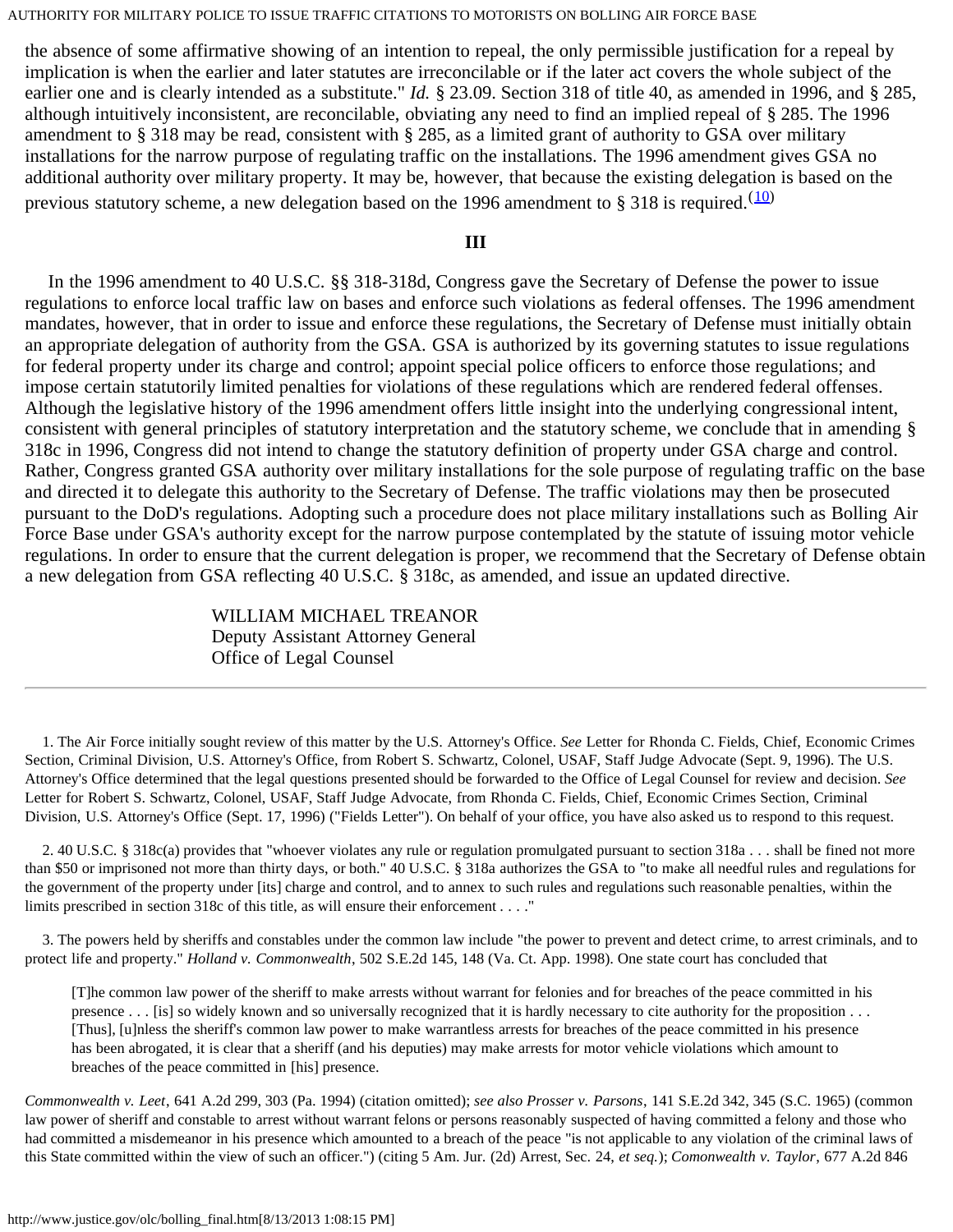the absence of some affirmative showing of an intention to repeal, the only permissible justification for a repeal by implication is when the earlier and later statutes are irreconcilable or if the later act covers the whole subject of the earlier one and is clearly intended as a substitute." *Id.* § 23.09. Section 318 of title 40, as amended in 1996, and § 285, although intuitively inconsistent, are reconcilable, obviating any need to find an implied repeal of § 285. The 1996 amendment to § 318 may be read, consistent with § 285, as a limited grant of authority to GSA over military installations for the narrow purpose of regulating traffic on the installations. The 1996 amendment gives GSA no additional authority over military property. It may be, however, that because the existing delegation is based on the previous statutory scheme, a new delegation based on the 1996 amendment to § 318 is required.(10)

## III

In the 1996 amendment to 40 U.S.C. §§ 318-318d, Congress gave the Secretary of Defense the power to issue regulations to enforce local traffic law on bases and enforce such violations as federal offenses. The 1996 amendment mandates, however, that in order to issue and enforce these regulations, the Secretary of Defense must initially obtain an appropriate delegation of authority from the GSA. GSA is authorized by its governing statutes to issue regulations for federal property under its charge and control; appoint special police officers to enforce those regulations; and impose certain statutorily limited penalties for violations of these regulations which are rendered federal offenses. Although the legislative history of the 1996 amendment offers little insight into the underlying congressional intent, consistent with general principles of statutory interpretation and the statutory scheme, we conclude that in amending § 318c in 1996, Congress did not intend to change the statutory definition of property under GSA charge and control. Rather, Congress granted GSA authority over military installations for the sole purpose of regulating traffic on the base and directed it to delegate this authority to the Secretary of Defense. The traffic violations may then be prosecuted pursuant to the DoD's regulations. Adopting such a procedure does not place military installations such as Bolling Air Force Base under GSA's authority except for the narrow purpose contemplated by the statute of issuing motor vehicle regulations. In order to ensure that the current delegation is proper, we recommend that the Secretary of Defense obtain a new delegation from GSA reflecting 40 U.S.C. § 318c, as amended, and issue an updated directive.

WILLIAM MICHAEL TREANOR
Deputy Assistant Attorney General
Office of Legal Counsel

---

1. The Air Force initially sought review of this matter by the U.S. Attorney's Office. *See* Letter for Rhonda C. Fields, Chief, Economic Crimes Section, Criminal Division, U.S. Attorney's Office, from Robert S. Schwartz, Colonel, USAF, Staff Judge Advocate (Sept. 9, 1996). The U.S. Attorney's Office determined that the legal questions presented should be forwarded to the Office of Legal Counsel for review and decision. *See* Letter for Robert S. Schwartz, Colonel, USAF, Staff Judge Advocate, from Rhonda C. Fields, Chief, Economic Crimes Section, Criminal Division, U.S. Attorney's Office (Sept. 17, 1996) ("Fields Letter"). On behalf of your office, you have also asked us to respond to this request.

2. 40 U.S.C. § 318c(a) provides that "whoever violates any rule or regulation promulgated pursuant to section 318a . . . shall be fined not more than $50 or imprisoned not more than thirty days, or both." 40 U.S.C. § 318a authorizes the GSA to "to make all needful rules and regulations for the government of the property under [its] charge and control, and to annex to such rules and regulations such reasonable penalties, within the limits prescribed in section 318c of this title, as will ensure their enforcement . . . ."

3. The powers held by sheriffs and constables under the common law include "the power to prevent and detect crime, to arrest criminals, and to protect life and property." *Holland v. Commonwealth*, 502 S.E.2d 145, 148 (Va. Ct. App. 1998). One state court has concluded that

> [T]he common law power of the sheriff to make arrests without warrant for felonies and for breaches of the peace committed in his presence . . . [is] so widely known and so universally recognized that it is hardly necessary to cite authority for the proposition . . . [Thus], [u]nless the sheriff's common law power to make warrantless arrests for breaches of the peace committed in his presence has been abrogated, it is clear that a sheriff (and his deputies) may make arrests for motor vehicle violations which amount to breaches of the peace committed in [his] presence.

*Commonwealth v. Leet*, 641 A.2d 299, 303 (Pa. 1994) (citation omitted); *see also Prosser v. Parsons*, 141 S.E.2d 342, 345 (S.C. 1965) (common law power of sheriff and constable to arrest without warrant felons or persons reasonably suspected of having committed a felony and those who had committed a misdemeanor in his presence which amounted to a breach of the peace "is not applicable to any violation of the criminal laws of this State committed within the view of such an officer.") (citing 5 Am. Jur. (2d) Arrest, Sec. 24, *et seq.*); *Comonwealth v. Taylor*, 677 A.2d 846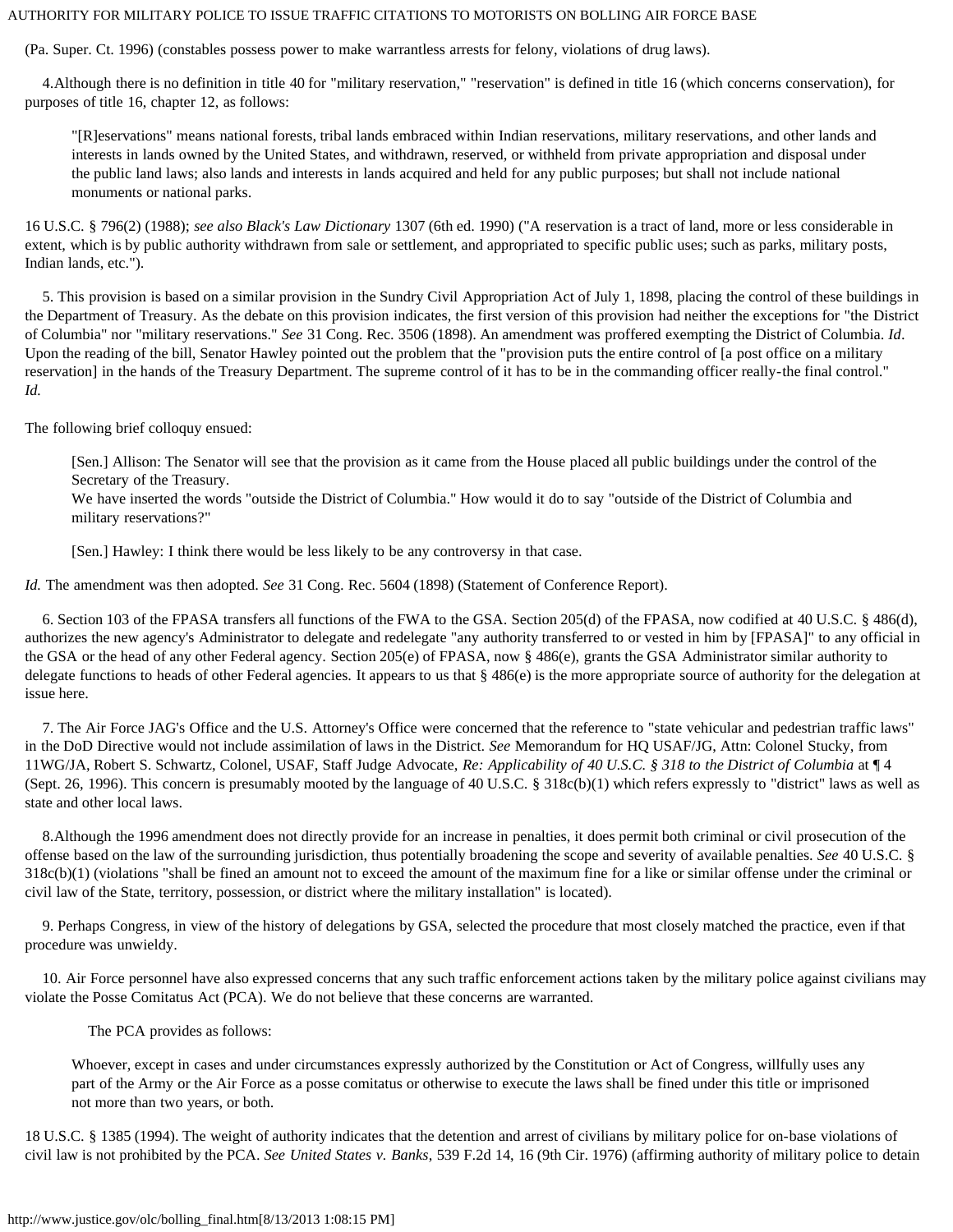(Pa. Super. Ct. 1996) (constables possess power to make warrantless arrests for felony, violations of drug laws).

4.Although there is no definition in title 40 for "military reservation," "reservation" is defined in title 16 (which concerns conservation), for purposes of title 16, chapter 12, as follows:

> "[R]eservations" means national forests, tribal lands embraced within Indian reservations, military reservations, and other lands and interests in lands owned by the United States, and withdrawn, reserved, or withheld from private appropriation and disposal under the public land laws; also lands and interests in lands acquired and held for any public purposes; but shall not include national monuments or national parks.

16 U.S.C. § 796(2) (1988); *see also Black's Law Dictionary* 1307 (6th ed. 1990) ("A reservation is a tract of land, more or less considerable in extent, which is by public authority withdrawn from sale or settlement, and appropriated to specific public uses; such as parks, military posts, Indian lands, etc.").

5. This provision is based on a similar provision in the Sundry Civil Appropriation Act of July 1, 1898, placing the control of these buildings in the Department of Treasury. As the debate on this provision indicates, the first version of this provision had neither the exceptions for "the District of Columbia" nor "military reservations." *See* 31 Cong. Rec. 3506 (1898). An amendment was proffered exempting the District of Columbia. *Id*. Upon the reading of the bill, Senator Hawley pointed out the problem that the "provision puts the entire control of [a post office on a military reservation] in the hands of the Treasury Department. The supreme control of it has to be in the commanding officer really-the final control." *Id.*

The following brief colloquy ensued:

> [Sen.] Allison: The Senator will see that the provision as it came from the House placed all public buildings under the control of the Secretary of the Treasury.
> We have inserted the words "outside the District of Columbia." How would it do to say "outside of the District of Columbia and military reservations?"
>
> [Sen.] Hawley: I think there would be less likely to be any controversy in that case.

*Id.* The amendment was then adopted. *See* 31 Cong. Rec. 5604 (1898) (Statement of Conference Report).

6. Section 103 of the FPASA transfers all functions of the FWA to the GSA. Section 205(d) of the FPASA, now codified at 40 U.S.C. § 486(d), authorizes the new agency's Administrator to delegate and redelegate "any authority transferred to or vested in him by [FPASA]" to any official in the GSA or the head of any other Federal agency. Section 205(e) of FPASA, now § 486(e), grants the GSA Administrator similar authority to delegate functions to heads of other Federal agencies. It appears to us that § 486(e) is the more appropriate source of authority for the delegation at issue here.

7. The Air Force JAG's Office and the U.S. Attorney's Office were concerned that the reference to "state vehicular and pedestrian traffic laws" in the DoD Directive would not include assimilation of laws in the District. *See* Memorandum for HQ USAF/JG, Attn: Colonel Stucky, from 11WG/JA, Robert S. Schwartz, Colonel, USAF, Staff Judge Advocate, *Re: Applicability of 40 U.S.C. § 318 to the District of Columbia* at ¶ 4 (Sept. 26, 1996). This concern is presumably mooted by the language of 40 U.S.C. § 318c(b)(1) which refers expressly to "district" laws as well as state and other local laws.

8.Although the 1996 amendment does not directly provide for an increase in penalties, it does permit both criminal or civil prosecution of the offense based on the law of the surrounding jurisdiction, thus potentially broadening the scope and severity of available penalties. *See* 40 U.S.C. § 318c(b)(1) (violations "shall be fined an amount not to exceed the amount of the maximum fine for a like or similar offense under the criminal or civil law of the State, territory, possession, or district where the military installation" is located).

9. Perhaps Congress, in view of the history of delegations by GSA, selected the procedure that most closely matched the practice, even if that procedure was unwieldy.

10. Air Force personnel have also expressed concerns that any such traffic enforcement actions taken by the military police against civilians may violate the Posse Comitatus Act (PCA). We do not believe that these concerns are warranted.

The PCA provides as follows:

> Whoever, except in cases and under circumstances expressly authorized by the Constitution or Act of Congress, willfully uses any part of the Army or the Air Force as a posse comitatus or otherwise to execute the laws shall be fined under this title or imprisoned not more than two years, or both.

18 U.S.C. § 1385 (1994). The weight of authority indicates that the detention and arrest of civilians by military police for on-base violations of civil law is not prohibited by the PCA. *See United States v. Banks*, 539 F.2d 14, 16 (9th Cir. 1976) (affirming authority of military police to detain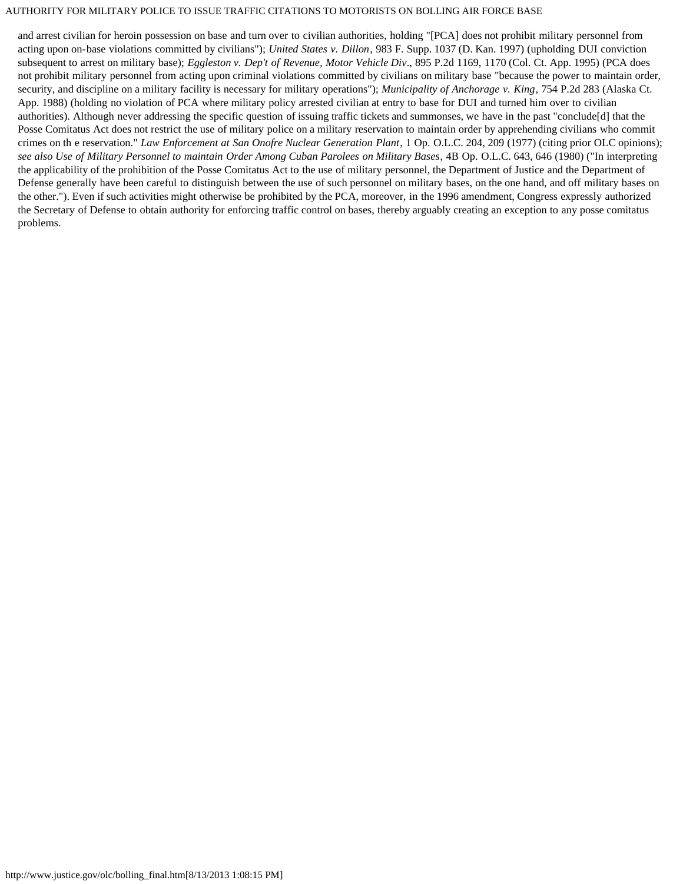and arrest civilian for heroin possession on base and turn over to civilian authorities, holding "[PCA] does not prohibit military personnel from acting upon on-base violations committed by civilians"); *United States v. Dillon*, 983 F. Supp. 1037 (D. Kan. 1997) (upholding DUI conviction subsequent to arrest on military base); *Eggleston v. Dep't of Revenue, Motor Vehicle Div*., 895 P.2d 1169, 1170 (Col. Ct. App. 1995) (PCA does not prohibit military personnel from acting upon criminal violations committed by civilians on military base "because the power to maintain order, security, and discipline on a military facility is necessary for military operations"); *Municipality of Anchorage v. King*, 754 P.2d 283 (Alaska Ct. App. 1988) (holding no violation of PCA where military policy arrested civilian at entry to base for DUI and turned him over to civilian authorities). Although never addressing the specific question of issuing traffic tickets and summonses, we have in the past "conclude[d] that the Posse Comitatus Act does not restrict the use of military police on a military reservation to maintain order by apprehending civilians who commit crimes on th e reservation." *Law Enforcement at San Onofre Nuclear Generation Plant*, 1 Op. O.L.C. 204, 209 (1977) (citing prior OLC opinions); *see also Use of Military Personnel to maintain Order Among Cuban Parolees on Military Bases*, 4B Op. O.L.C. 643, 646 (1980) ("In interpreting the applicability of the prohibition of the Posse Comitatus Act to the use of military personnel, the Department of Justice and the Department of Defense generally have been careful to distinguish between the use of such personnel on military bases, on the one hand, and off military bases on the other."). Even if such activities might otherwise be prohibited by the PCA, moreover, in the 1996 amendment, Congress expressly authorized the Secretary of Defense to obtain authority for enforcing traffic control on bases, thereby arguably creating an exception to any posse comitatus problems.